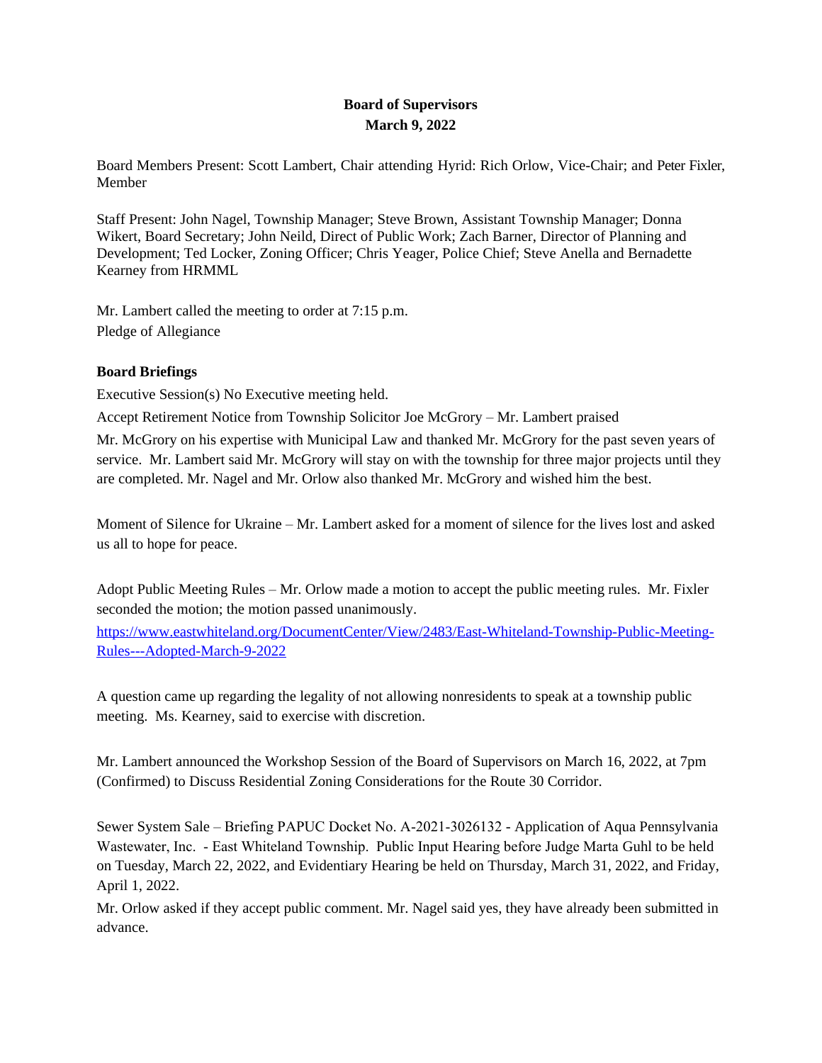**Board of Supervisors**
**March 9, 2022**

Board Members Present: Scott Lambert, Chair attending Hyrid: Rich Orlow, Vice-Chair; and Peter Fixler, Member

Staff Present: John Nagel, Township Manager; Steve Brown, Assistant Township Manager; Donna Wikert, Board Secretary; John Neild, Direct of Public Work; Zach Barner, Director of Planning and Development; Ted Locker, Zoning Officer; Chris Yeager, Police Chief; Steve Anella and Bernadette Kearney from HRMML

Mr. Lambert called the meeting to order at 7:15 p.m.
Pledge of Allegiance

**Board Briefings**

Executive Session(s) No Executive meeting held.

Accept Retirement Notice from Township Solicitor Joe McGrory – Mr. Lambert praised Mr. McGrory on his expertise with Municipal Law and thanked Mr. McGrory for the past seven years of service. Mr. Lambert said Mr. McGrory will stay on with the township for three major projects until they are completed. Mr. Nagel and Mr. Orlow also thanked Mr. McGrory and wished him the best.

Moment of Silence for Ukraine – Mr. Lambert asked for a moment of silence for the lives lost and asked us all to hope for peace.

Adopt Public Meeting Rules – Mr. Orlow made a motion to accept the public meeting rules. Mr. Fixler seconded the motion; the motion passed unanimously.

https://www.eastwhiteland.org/DocumentCenter/View/2483/East-Whiteland-Township-Public-Meeting-Rules---Adopted-March-9-2022

A question came up regarding the legality of not allowing nonresidents to speak at a township public meeting. Ms. Kearney, said to exercise with discretion.

Mr. Lambert announced the Workshop Session of the Board of Supervisors on March 16, 2022, at 7pm (Confirmed) to Discuss Residential Zoning Considerations for the Route 30 Corridor.

Sewer System Sale – Briefing PAPUC Docket No. A-2021-3026132 - Application of Aqua Pennsylvania Wastewater, Inc. - East Whiteland Township. Public Input Hearing before Judge Marta Guhl to be held on Tuesday, March 22, 2022, and Evidentiary Hearing be held on Thursday, March 31, 2022, and Friday, April 1, 2022.

Mr. Orlow asked if they accept public comment. Mr. Nagel said yes, they have already been submitted in advance.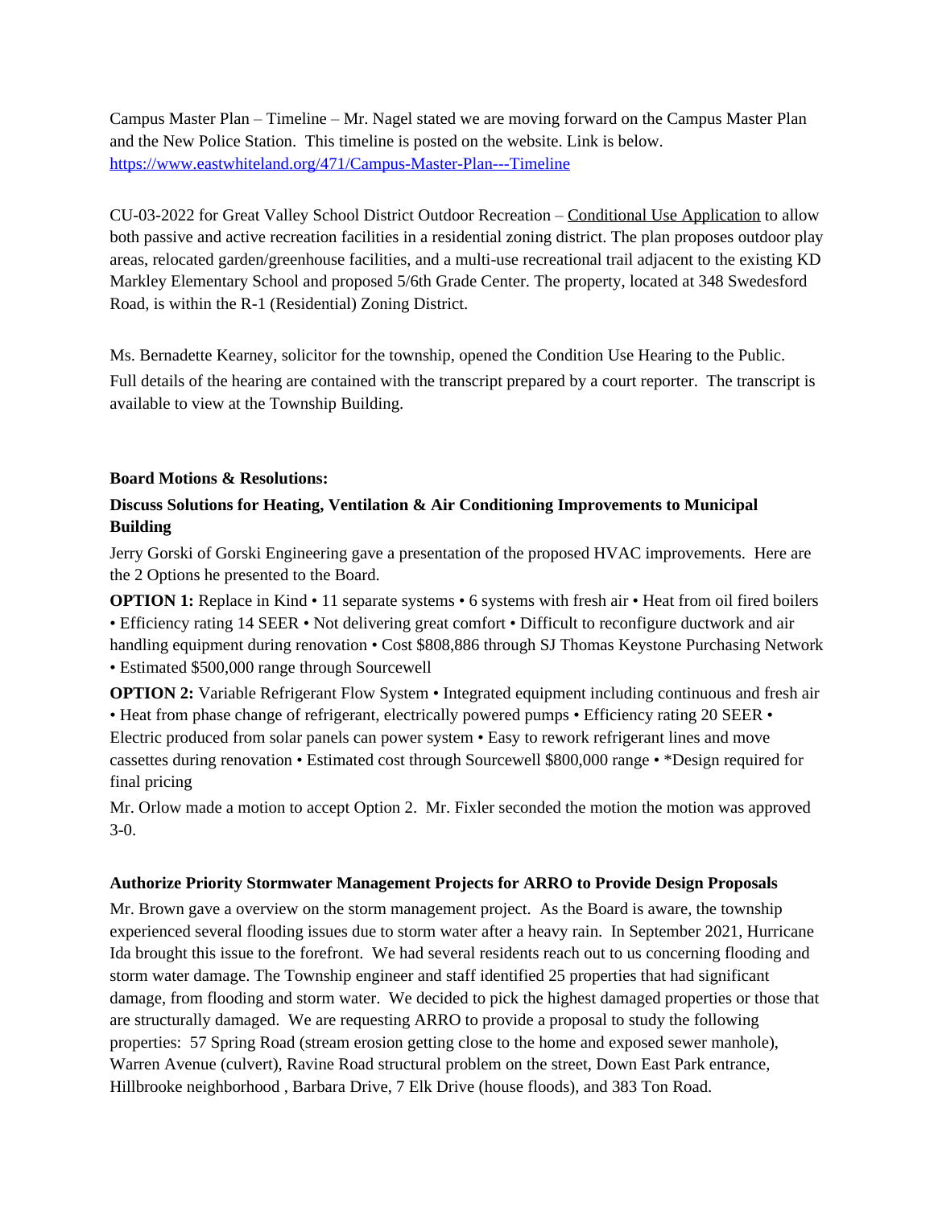Campus Master Plan – Timeline – Mr. Nagel stated we are moving forward on the Campus Master Plan and the New Police Station. This timeline is posted on the website. Link is below. [https://www.eastwhiteland.org/471/Campus-Master-Plan---Timeline](https://www.eastwhiteland.org/471/Campus-Master-Plan---Timeline)

CU-03-2022 for Great Valley School District Outdoor Recreation – Conditional Use Application to allow both passive and active recreation facilities in a residential zoning district. The plan proposes outdoor play areas, relocated garden/greenhouse facilities, and a multi-use recreational trail adjacent to the existing KD Markley Elementary School and proposed 5/6th Grade Center. The property, located at 348 Swedesford Road, is within the R-1 (Residential) Zoning District.

Ms. Bernadette Kearney, solicitor for the township, opened the Condition Use Hearing to the Public. Full details of the hearing are contained with the transcript prepared by a court reporter. The transcript is available to view at the Township Building.

**Board Motions & Resolutions:**

**Discuss Solutions for Heating, Ventilation & Air Conditioning Improvements to Municipal Building**

Jerry Gorski of Gorski Engineering gave a presentation of the proposed HVAC improvements. Here are the 2 Options he presented to the Board.

**OPTION 1:** Replace in Kind • 11 separate systems • 6 systems with fresh air • Heat from oil fired boilers • Efficiency rating 14 SEER • Not delivering great comfort • Difficult to reconfigure ductwork and air handling equipment during renovation • Cost $808,886 through SJ Thomas Keystone Purchasing Network • Estimated $500,000 range through Sourcewell

**OPTION 2:** Variable Refrigerant Flow System • Integrated equipment including continuous and fresh air • Heat from phase change of refrigerant, electrically powered pumps • Efficiency rating 20 SEER • Electric produced from solar panels can power system • Easy to rework refrigerant lines and move cassettes during renovation • Estimated cost through Sourcewell $800,000 range • *Design required for final pricing

Mr. Orlow made a motion to accept Option 2. Mr. Fixler seconded the motion the motion was approved 3-0.

**Authorize Priority Stormwater Management Projects for ARRO to Provide Design Proposals**

Mr. Brown gave a overview on the storm management project. As the Board is aware, the township experienced several flooding issues due to storm water after a heavy rain. In September 2021, Hurricane Ida brought this issue to the forefront. We had several residents reach out to us concerning flooding and storm water damage. The Township engineer and staff identified 25 properties that had significant damage, from flooding and storm water. We decided to pick the highest damaged properties or those that are structurally damaged. We are requesting ARRO to provide a proposal to study the following properties: 57 Spring Road (stream erosion getting close to the home and exposed sewer manhole), Warren Avenue (culvert), Ravine Road structural problem on the street, Down East Park entrance, Hillbrooke neighborhood , Barbara Drive, 7 Elk Drive (house floods), and 383 Ton Road.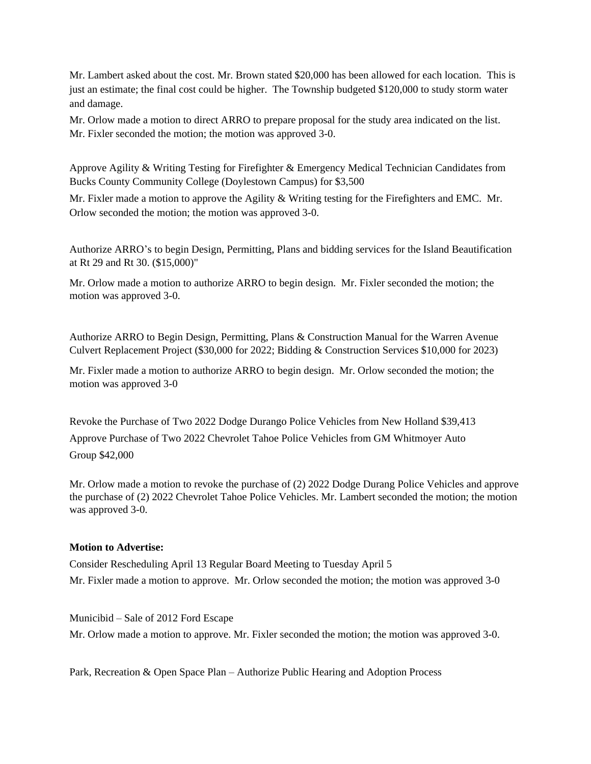Mr. Lambert asked about the cost. Mr. Brown stated $20,000 has been allowed for each location. This is just an estimate; the final cost could be higher. The Township budgeted $120,000 to study storm water and damage.

Mr. Orlow made a motion to direct ARRO to prepare proposal for the study area indicated on the list. Mr. Fixler seconded the motion; the motion was approved 3-0.

Approve Agility & Writing Testing for Firefighter & Emergency Medical Technician Candidates from Bucks County Community College (Doylestown Campus) for $3,500

Mr. Fixler made a motion to approve the Agility & Writing testing for the Firefighters and EMC. Mr. Orlow seconded the motion; the motion was approved 3-0.

Authorize ARRO's to begin Design, Permitting, Plans and bidding services for the Island Beautification at Rt 29 and Rt 30. ($15,000)"

Mr. Orlow made a motion to authorize ARRO to begin design. Mr. Fixler seconded the motion; the motion was approved 3-0.

Authorize ARRO to Begin Design, Permitting, Plans & Construction Manual for the Warren Avenue Culvert Replacement Project ($30,000 for 2022; Bidding & Construction Services $10,000 for 2023)

Mr. Fixler made a motion to authorize ARRO to begin design. Mr. Orlow seconded the motion; the motion was approved 3-0

Revoke the Purchase of Two 2022 Dodge Durango Police Vehicles from New Holland $39,413

Approve Purchase of Two 2022 Chevrolet Tahoe Police Vehicles from GM Whitmoyer Auto Group $42,000

Mr. Orlow made a motion to revoke the purchase of (2) 2022 Dodge Durang Police Vehicles and approve the purchase of (2) 2022 Chevrolet Tahoe Police Vehicles. Mr. Lambert seconded the motion; the motion was approved 3-0.

**Motion to Advertise:**

Consider Rescheduling April 13 Regular Board Meeting to Tuesday April 5

Mr. Fixler made a motion to approve. Mr. Orlow seconded the motion; the motion was approved 3-0

Municibid – Sale of 2012 Ford Escape

Mr. Orlow made a motion to approve. Mr. Fixler seconded the motion; the motion was approved 3-0.

Park, Recreation & Open Space Plan – Authorize Public Hearing and Adoption Process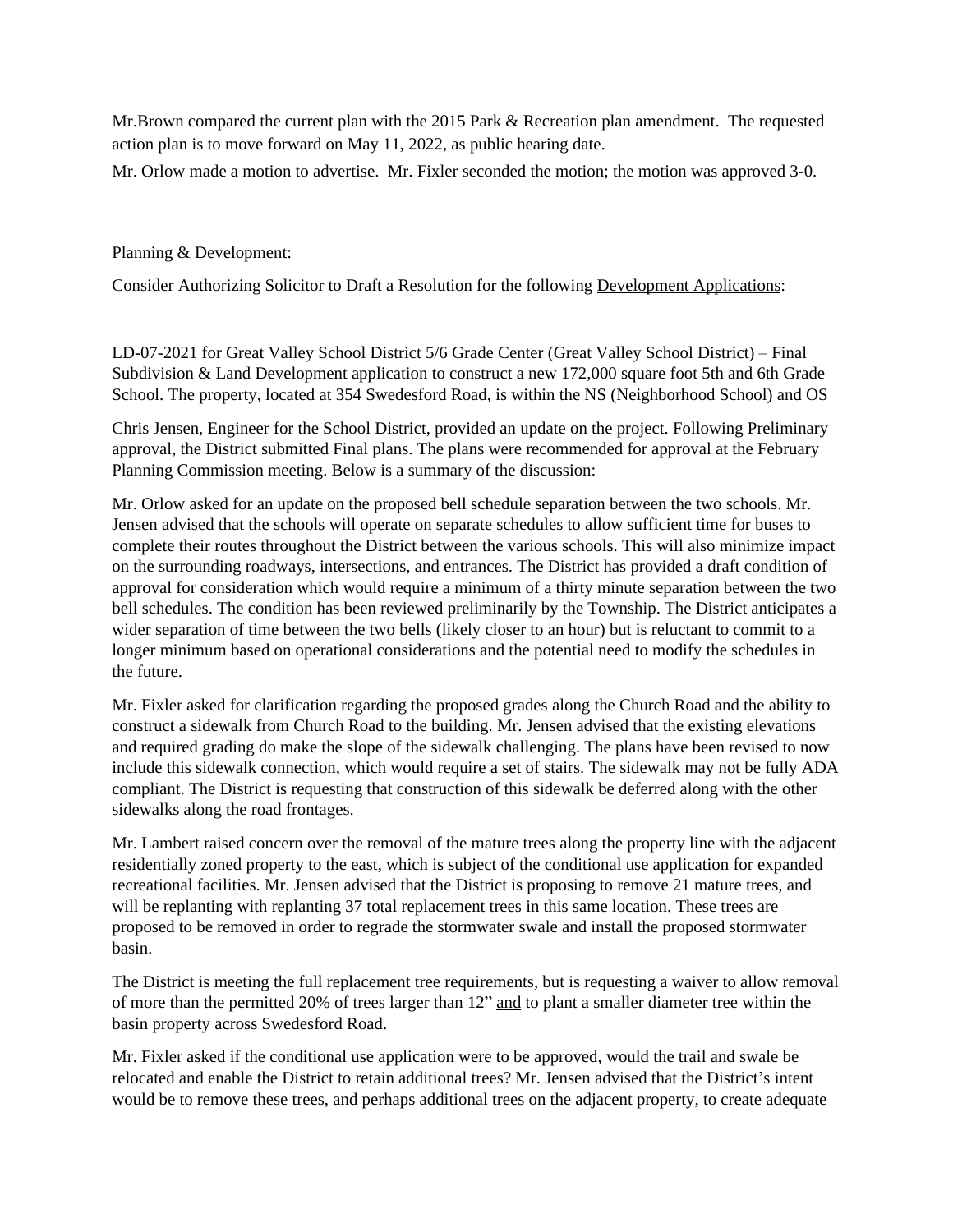Mr.Brown compared the current plan with the 2015 Park & Recreation plan amendment. The requested action plan is to move forward on May 11, 2022, as public hearing date.

Mr. Orlow made a motion to advertise. Mr. Fixler seconded the motion; the motion was approved 3-0.

Planning & Development:

Consider Authorizing Solicitor to Draft a Resolution for the following Development Applications:

LD-07-2021 for Great Valley School District 5/6 Grade Center (Great Valley School District) – Final Subdivision & Land Development application to construct a new 172,000 square foot 5th and 6th Grade School. The property, located at 354 Swedesford Road, is within the NS (Neighborhood School) and OS

Chris Jensen, Engineer for the School District, provided an update on the project. Following Preliminary approval, the District submitted Final plans. The plans were recommended for approval at the February Planning Commission meeting. Below is a summary of the discussion:

Mr. Orlow asked for an update on the proposed bell schedule separation between the two schools. Mr. Jensen advised that the schools will operate on separate schedules to allow sufficient time for buses to complete their routes throughout the District between the various schools. This will also minimize impact on the surrounding roadways, intersections, and entrances. The District has provided a draft condition of approval for consideration which would require a minimum of a thirty minute separation between the two bell schedules. The condition has been reviewed preliminarily by the Township. The District anticipates a wider separation of time between the two bells (likely closer to an hour) but is reluctant to commit to a longer minimum based on operational considerations and the potential need to modify the schedules in the future.

Mr. Fixler asked for clarification regarding the proposed grades along the Church Road and the ability to construct a sidewalk from Church Road to the building. Mr. Jensen advised that the existing elevations and required grading do make the slope of the sidewalk challenging. The plans have been revised to now include this sidewalk connection, which would require a set of stairs. The sidewalk may not be fully ADA compliant. The District is requesting that construction of this sidewalk be deferred along with the other sidewalks along the road frontages.

Mr. Lambert raised concern over the removal of the mature trees along the property line with the adjacent residentially zoned property to the east, which is subject of the conditional use application for expanded recreational facilities. Mr. Jensen advised that the District is proposing to remove 21 mature trees, and will be replanting with replanting 37 total replacement trees in this same location. These trees are proposed to be removed in order to regrade the stormwater swale and install the proposed stormwater basin.

The District is meeting the full replacement tree requirements, but is requesting a waiver to allow removal of more than the permitted 20% of trees larger than 12" and to plant a smaller diameter tree within the basin property across Swedesford Road.

Mr. Fixler asked if the conditional use application were to be approved, would the trail and swale be relocated and enable the District to retain additional trees? Mr. Jensen advised that the District's intent would be to remove these trees, and perhaps additional trees on the adjacent property, to create adequate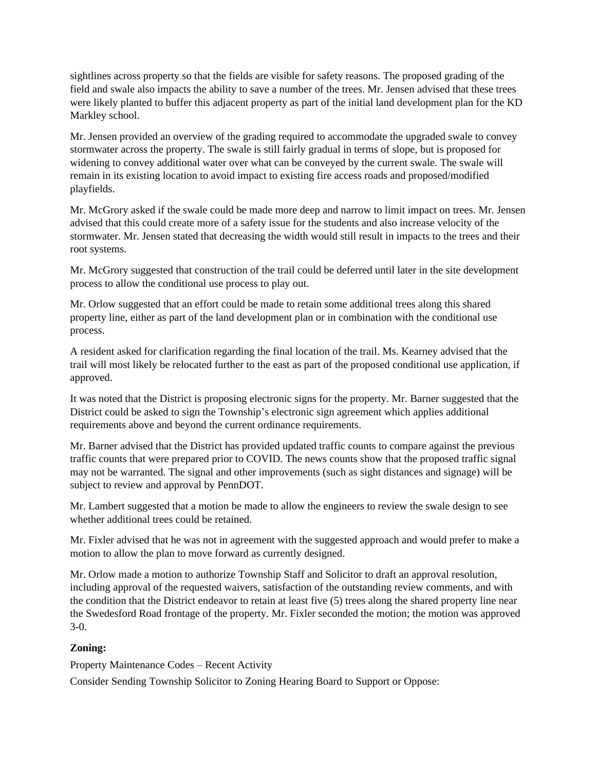sightlines across property so that the fields are visible for safety reasons. The proposed grading of the field and swale also impacts the ability to save a number of the trees. Mr. Jensen advised that these trees were likely planted to buffer this adjacent property as part of the initial land development plan for the KD Markley school.

Mr. Jensen provided an overview of the grading required to accommodate the upgraded swale to convey stormwater across the property. The swale is still fairly gradual in terms of slope, but is proposed for widening to convey additional water over what can be conveyed by the current swale. The swale will remain in its existing location to avoid impact to existing fire access roads and proposed/modified playfields.

Mr. McGrory asked if the swale could be made more deep and narrow to limit impact on trees. Mr. Jensen advised that this could create more of a safety issue for the students and also increase velocity of the stormwater. Mr. Jensen stated that decreasing the width would still result in impacts to the trees and their root systems.

Mr. McGrory suggested that construction of the trail could be deferred until later in the site development process to allow the conditional use process to play out.

Mr. Orlow suggested that an effort could be made to retain some additional trees along this shared property line, either as part of the land development plan or in combination with the conditional use process.

A resident asked for clarification regarding the final location of the trail. Ms. Kearney advised that the trail will most likely be relocated further to the east as part of the proposed conditional use application, if approved.

It was noted that the District is proposing electronic signs for the property. Mr. Barner suggested that the District could be asked to sign the Township's electronic sign agreement which applies additional requirements above and beyond the current ordinance requirements.

Mr. Barner advised that the District has provided updated traffic counts to compare against the previous traffic counts that were prepared prior to COVID. The news counts show that the proposed traffic signal may not be warranted. The signal and other improvements (such as sight distances and signage) will be subject to review and approval by PennDOT.

Mr. Lambert suggested that a motion be made to allow the engineers to review the swale design to see whether additional trees could be retained.

Mr. Fixler advised that he was not in agreement with the suggested approach and would prefer to make a motion to allow the plan to move forward as currently designed.

Mr. Orlow made a motion to authorize Township Staff and Solicitor to draft an approval resolution, including approval of the requested waivers, satisfaction of the outstanding review comments, and with the condition that the District endeavor to retain at least five (5) trees along the shared property line near the Swedesford Road frontage of the property. Mr. Fixler seconded the motion; the motion was approved 3-0.

**Zoning:**

Property Maintenance Codes – Recent Activity

Consider Sending Township Solicitor to Zoning Hearing Board to Support or Oppose: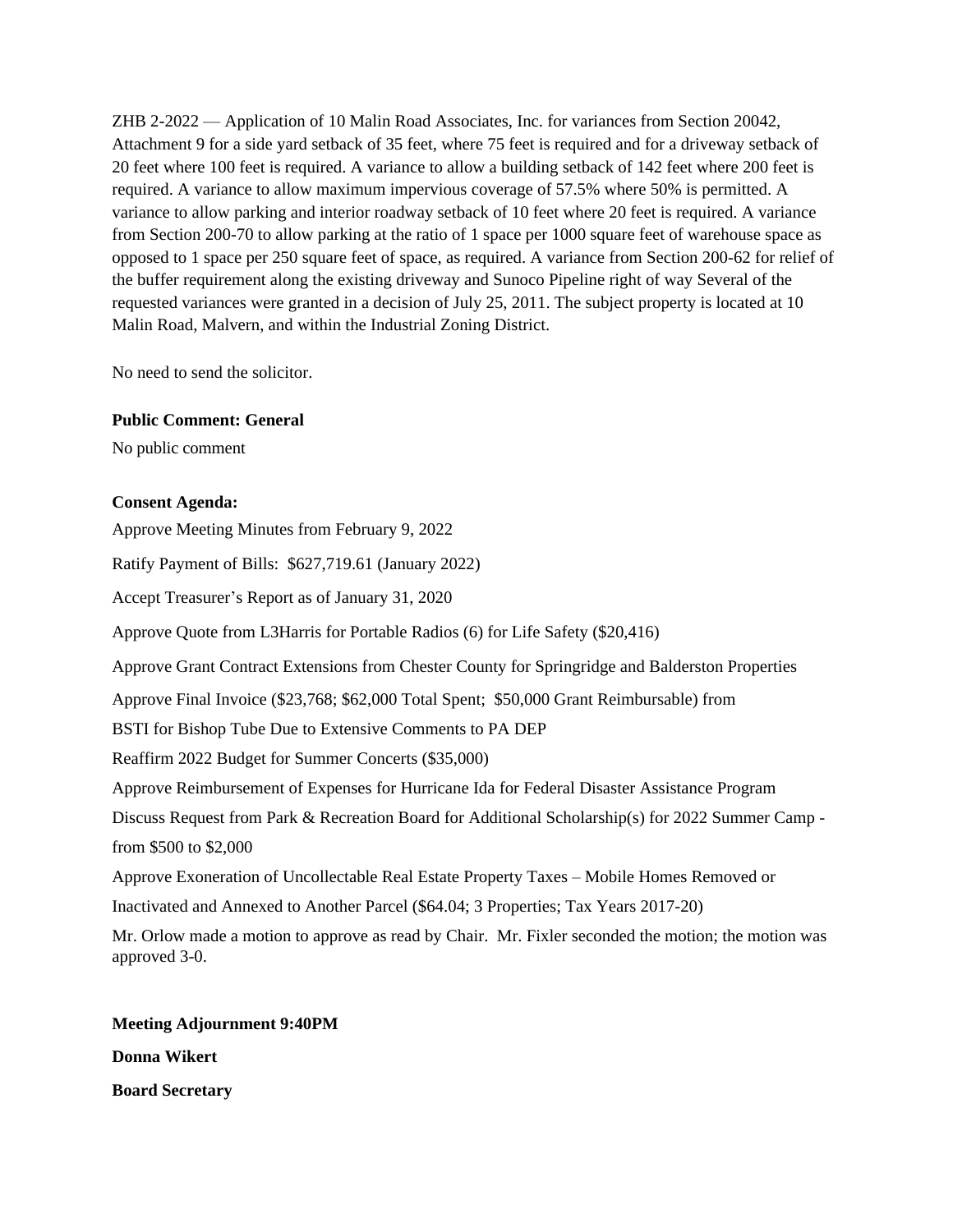ZHB 2-2022 — Application of 10 Malin Road Associates, Inc. for variances from Section 20042, Attachment 9 for a side yard setback of 35 feet, where 75 feet is required and for a driveway setback of 20 feet where 100 feet is required. A variance to allow a building setback of 142 feet where 200 feet is required. A variance to allow maximum impervious coverage of 57.5% where 50% is permitted. A variance to allow parking and interior roadway setback of 10 feet where 20 feet is required. A variance from Section 200-70 to allow parking at the ratio of 1 space per 1000 square feet of warehouse space as opposed to 1 space per 250 square feet of space, as required. A variance from Section 200-62 for relief of the buffer requirement along the existing driveway and Sunoco Pipeline right of way Several of the requested variances were granted in a decision of July 25, 2011. The subject property is located at 10 Malin Road, Malvern, and within the Industrial Zoning District.

No need to send the solicitor.

**Public Comment: General**

No public comment

**Consent Agenda:**

Approve Meeting Minutes from February 9, 2022

Ratify Payment of Bills: $627,719.61 (January 2022)

Accept Treasurer's Report as of January 31, 2020

Approve Quote from L3Harris for Portable Radios (6) for Life Safety ($20,416)

Approve Grant Contract Extensions from Chester County for Springridge and Balderston Properties

Approve Final Invoice ($23,768; $62,000 Total Spent; $50,000 Grant Reimbursable) from BSTI for Bishop Tube Due to Extensive Comments to PA DEP

Reaffirm 2022 Budget for Summer Concerts ($35,000)

Approve Reimbursement of Expenses for Hurricane Ida for Federal Disaster Assistance Program

Discuss Request from Park & Recreation Board for Additional Scholarship(s) for 2022 Summer Camp - from $500 to $2,000

Approve Exoneration of Uncollectable Real Estate Property Taxes – Mobile Homes Removed or Inactivated and Annexed to Another Parcel ($64.04; 3 Properties; Tax Years 2017-20)

Mr. Orlow made a motion to approve as read by Chair. Mr. Fixler seconded the motion; the motion was approved 3-0.

**Meeting Adjournment 9:40PM**

**Donna Wikert**

**Board Secretary**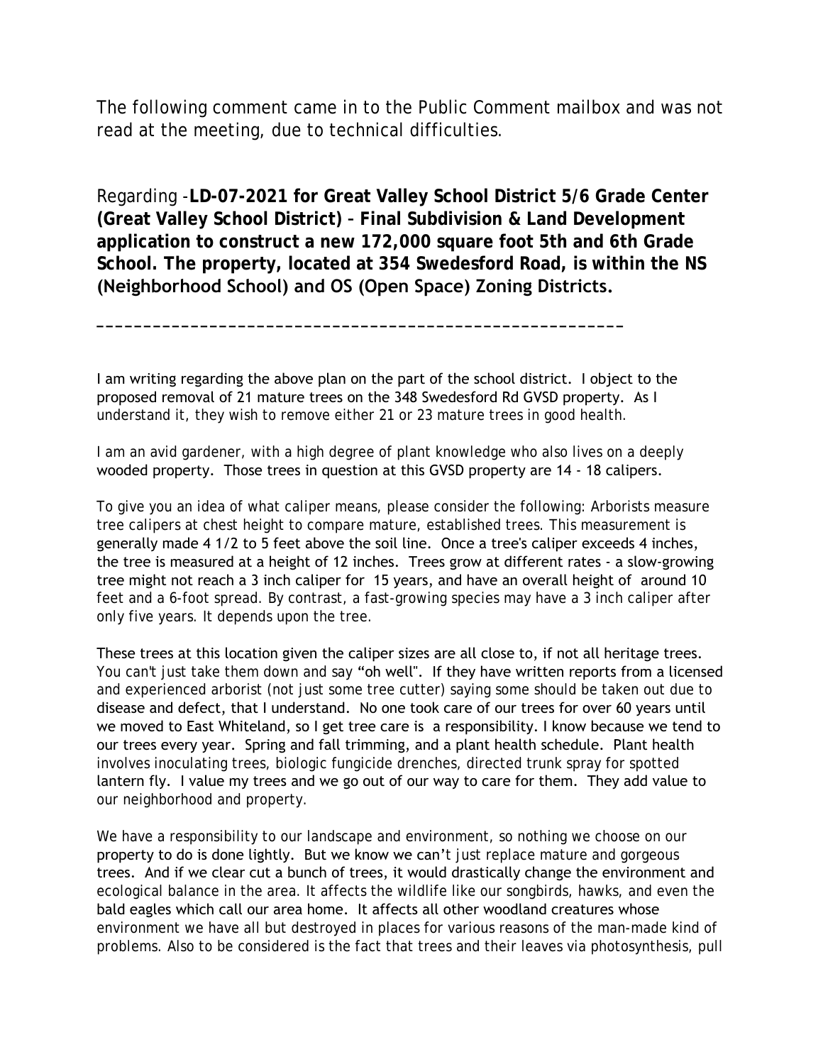The following comment came in to the Public Comment mailbox and was not read at the meeting, due to technical difficulties.

Regarding -**LD-07-2021 for Great Valley School District 5/6 Grade Center (Great Valley School District) – Final Subdivision & Land Development application to construct a new 172,000 square foot 5th and 6th Grade School. The property, located at 354 Swedesford Road, is within the NS (Neighborhood School) and OS (Open Space) Zoning Districts.**

\_\_\_\_\_\_\_\_\_\_\_\_\_\_\_\_\_\_\_\_\_\_\_\_\_\_\_\_\_\_\_\_\_\_\_\_\_\_\_\_\_\_\_\_\_\_\_\_\_\_\_\_\_\_\_\_

I am writing regarding the above plan on the part of the school district. I object to the proposed removal of 21 mature trees on the 348 Swedesford Rd GVSD property. As I understand it, they wish to remove either 21 or 23 mature trees in good health.

I am an avid gardener, with a high degree of plant knowledge who also lives on a deeply wooded property. Those trees in question at this GVSD property are 14 - 18 calipers.

To give you an idea of what caliper means, please consider the following: Arborists measure tree calipers at chest height to compare mature, established trees. This measurement is generally made 4 1/2 to 5 feet above the soil line. Once a tree's caliper exceeds 4 inches, the tree is measured at a height of 12 inches. Trees grow at different rates - a slow-growing tree might not reach a 3 inch caliper for 15 years, and have an overall height of around 10 feet and a 6-foot spread. By contrast, a fast-growing species may have a 3 inch caliper after only five years. It depends upon the tree.

These trees at this location given the caliper sizes are all close to, if not all heritage trees. You can't just take them down and say "oh well". If they have written reports from a licensed and experienced arborist (not just some tree cutter) saying some should be taken out due to disease and defect, that I understand. No one took care of our trees for over 60 years until we moved to East Whiteland, so I get tree care is a responsibility. I know because we tend to our trees every year. Spring and fall trimming, and a plant health schedule. Plant health involves inoculating trees, biologic fungicide drenches, directed trunk spray for spotted lantern fly. I value my trees and we go out of our way to care for them. They add value to our neighborhood and property.

We have a responsibility to our landscape and environment, so nothing we choose on our property to do is done lightly. But we know we can't just replace mature and gorgeous trees. And if we clear cut a bunch of trees, it would drastically change the environment and ecological balance in the area. It affects the wildlife like our songbirds, hawks, and even the bald eagles which call our area home. It affects all other woodland creatures whose environment we have all but destroyed in places for various reasons of the man-made kind of problems. Also to be considered is the fact that trees and their leaves via photosynthesis, pull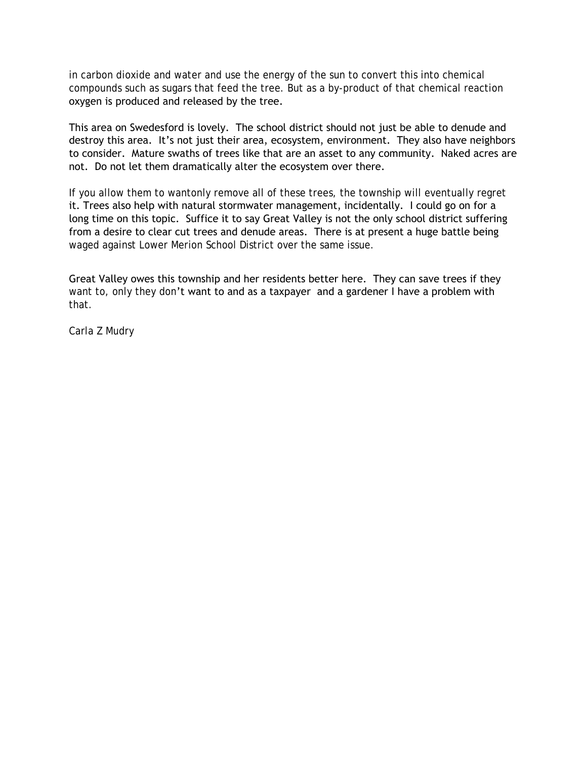in carbon dioxide and water and use the energy of the sun to convert this into chemical compounds such as sugars that feed the tree. But as a by-product of that chemical reaction oxygen is produced and released by the tree.

This area on Swedesford is lovely. The school district should not just be able to denude and destroy this area. It's not just their area, ecosystem, environment. They also have neighbors to consider. Mature swaths of trees like that are an asset to any community. Naked acres are not. Do not let them dramatically alter the ecosystem over there.

If you allow them to wantonly remove all of these trees, the township will eventually regret it. Trees also help with natural stormwater management, incidentally. I could go on for a long time on this topic. Suffice it to say Great Valley is not the only school district suffering from a desire to clear cut trees and denude areas. There is at present a huge battle being waged against Lower Merion School District over the same issue.

Great Valley owes this township and her residents better here. They can save trees if they want to, only they don't want to and as a taxpayer and a gardener I have a problem with that.

Carla Z Mudry